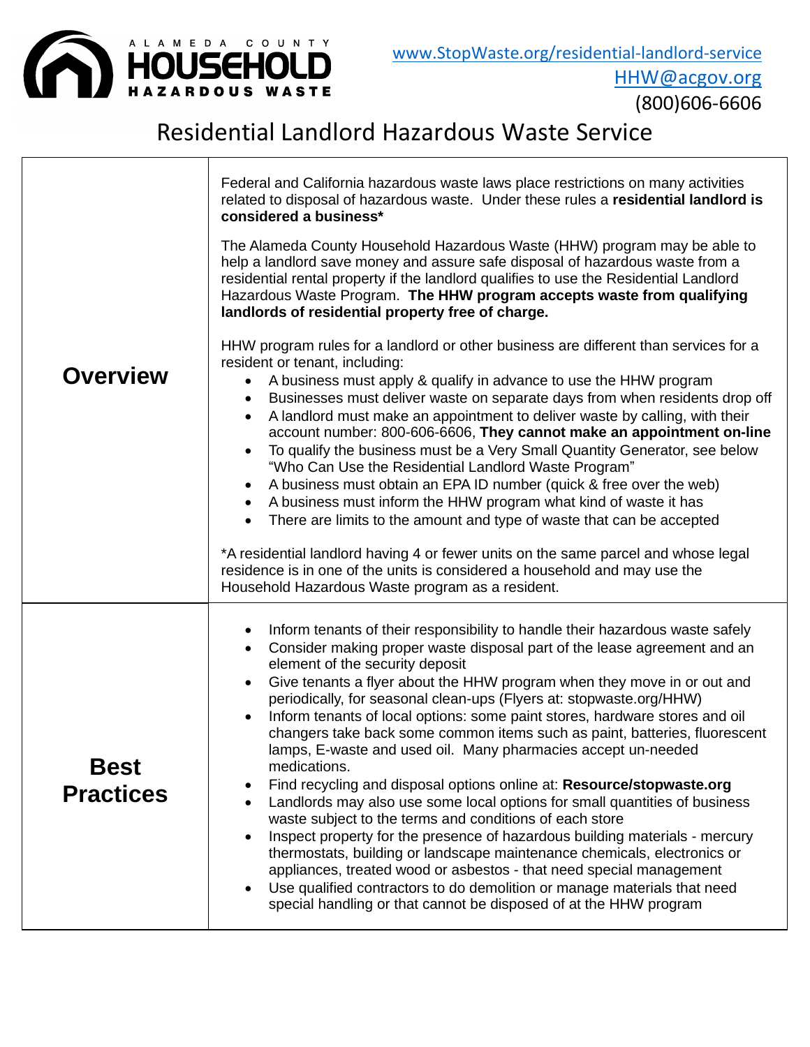ALAMEDA COUNTY **HOUSEHOLD** HAZARDOUS WASTE

www.StopWaste.org/residential-landlord-service
HHW@acgov.org
(800)606-6606

# Residential Landlord Hazardous Waste Service

## Overview

Federal and California hazardous waste laws place restrictions on many activities related to disposal of hazardous waste. Under these rules a **residential landlord is considered a business***

The Alameda County Household Hazardous Waste (HHW) program may be able to help a landlord save money and assure safe disposal of hazardous waste from a residential rental property if the landlord qualifies to use the Residential Landlord Hazardous Waste Program. **The HHW program accepts waste from qualifying landlords of residential property free of charge.**

HHW program rules for a landlord or other business are different than services for a resident or tenant, including:

- A business must apply & qualify in advance to use the HHW program
- Businesses must deliver waste on separate days from when residents drop off
- A landlord must make an appointment to deliver waste by calling, with their account number: 800-606-6606, **They cannot make an appointment on-line**
- To qualify the business must be a Very Small Quantity Generator, see below "Who Can Use the Residential Landlord Waste Program"
- A business must obtain an EPA ID number (quick & free over the web)
- A business must inform the HHW program what kind of waste it has
- There are limits to the amount and type of waste that can be accepted

*A residential landlord having 4 or fewer units on the same parcel and whose legal residence is in one of the units is considered a household and may use the Household Hazardous Waste program as a resident.

## Best Practices

- Inform tenants of their responsibility to handle their hazardous waste safely
- Consider making proper waste disposal part of the lease agreement and an element of the security deposit
- Give tenants a flyer about the HHW program when they move in or out and periodically, for seasonal clean-ups (Flyers at: stopwaste.org/HHW)
- Inform tenants of local options: some paint stores, hardware stores and oil changers take back some common items such as paint, batteries, fluorescent lamps, E-waste and used oil. Many pharmacies accept un-needed medications.
- Find recycling and disposal options online at: **Resource/stopwaste.org**
- Landlords may also use some local options for small quantities of business waste subject to the terms and conditions of each store
- Inspect property for the presence of hazardous building materials - mercury thermostats, building or landscape maintenance chemicals, electronics or appliances, treated wood or asbestos - that need special management
- Use qualified contractors to do demolition or manage materials that need special handling or that cannot be disposed of at the HHW program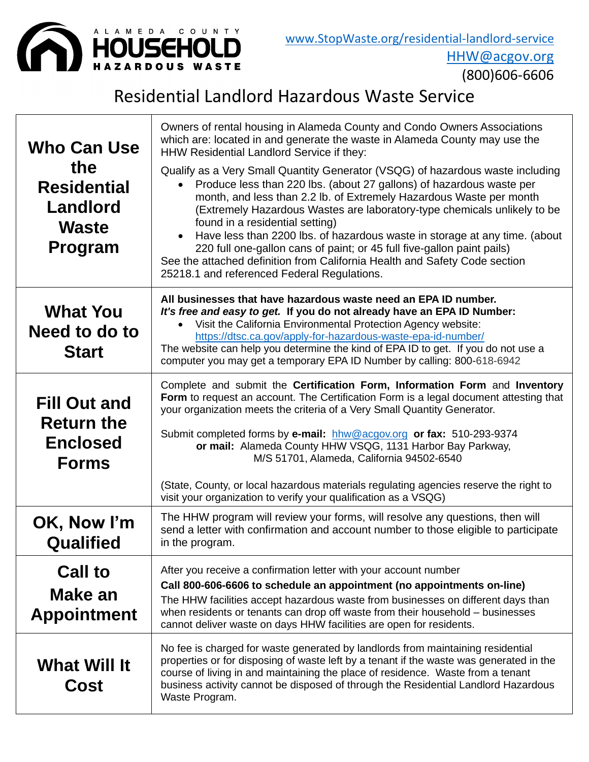ALAMEDA COUNTY **HOUSEHOLD** HAZARDOUS WASTE

www.StopWaste.org/residential-landlord-service
HHW@acgov.org
(800)606-6606

# Residential Landlord Hazardous Waste Service

| | |
|---|---|
| **Who Can Use the Residential Landlord Waste Program** | Owners of rental housing in Alameda County and Condo Owners Associations which are: located in and generate the waste in Alameda County may use the HHW Residential Landlord Service if they:<br><br>Qualify as a Very Small Quantity Generator (VSQG) of hazardous waste including<br>• Produce less than 220 lbs. (about 27 gallons) of hazardous waste per month, and less than 2.2 lb. of Extremely Hazardous Waste per month (Extremely Hazardous Wastes are laboratory-type chemicals unlikely to be found in a residential setting)<br>• Have less than 2200 lbs. of hazardous waste in storage at any time. (about 220 full one-gallon cans of paint; or 45 full five-gallon paint pails)<br><br>See the attached definition from California Health and Safety Code section 25218.1 and referenced Federal Regulations. |
| **What You Need to do to Start** | **All businesses that have hazardous waste need an EPA ID number.**<br>***It's free and easy to get.* If you do not already have an EPA ID Number:**<br>• Visit the California Environmental Protection Agency website: https://dtsc.ca.gov/apply-for-hazardous-waste-epa-id-number/<br><br>The website can help you determine the kind of EPA ID to get. If you do not use a computer you may get a temporary EPA ID Number by calling: 800-618-6942 |
| **Fill Out and Return the Enclosed Forms** | Complete and submit the **Certification Form, Information Form** and **Inventory Form** to request an account. The Certification Form is a legal document attesting that your organization meets the criteria of a Very Small Quantity Generator.<br><br>Submit completed forms by **e-mail:** hhw@acgov.org **or fax:** 510-293-9374<br>**or mail:** Alameda County HHW VSQG, 1131 Harbor Bay Parkway, M/S 51701, Alameda, California 94502-6540<br><br>(State, County, or local hazardous materials regulating agencies reserve the right to visit your organization to verify your qualification as a VSQG) |
| **OK, Now I'm Qualified** | The HHW program will review your forms, will resolve any questions, then will send a letter with confirmation and account number to those eligible to participate in the program. |
| **Call to Make an Appointment** | After you receive a confirmation letter with your account number<br>**Call 800-606-6606 to schedule an appointment (no appointments on-line)**<br>The HHW facilities accept hazardous waste from businesses on different days than when residents or tenants can drop off waste from their household – businesses cannot deliver waste on days HHW facilities are open for residents. |
| **What Will It Cost** | No fee is charged for waste generated by landlords from maintaining residential properties or for disposing of waste left by a tenant if the waste was generated in the course of living in and maintaining the place of residence. Waste from a tenant business activity cannot be disposed of through the Residential Landlord Hazardous Waste Program. |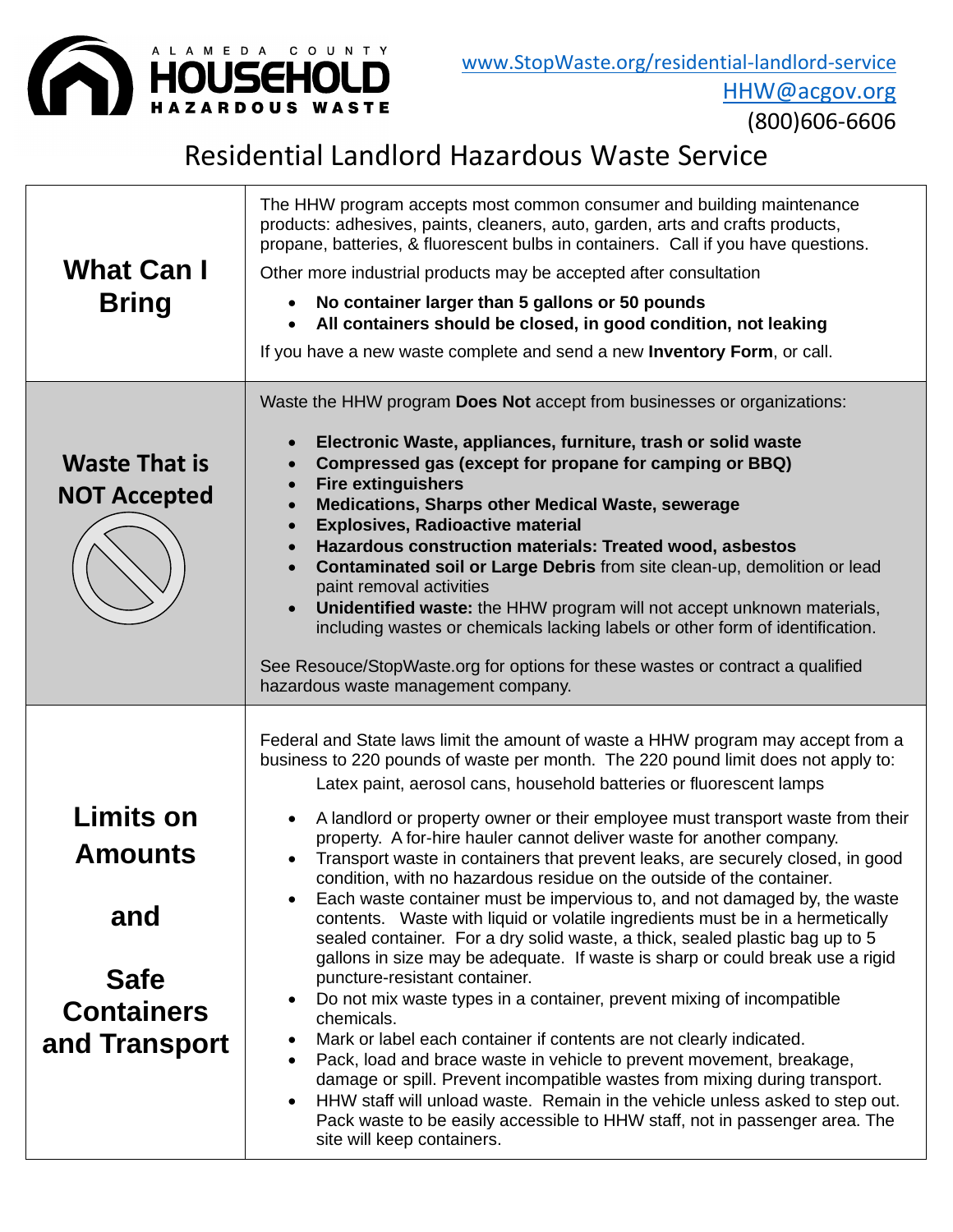ALAMEDA COUNTY **HOUSEHOLD HAZARDOUS WASTE**

www.StopWaste.org/residential-landlord-service
HHW@acgov.org
(800)606-6606

# Residential Landlord Hazardous Waste Service

## What Can I Bring

The HHW program accepts most common consumer and building maintenance products: adhesives, paints, cleaners, auto, garden, arts and crafts products, propane, batteries, & fluorescent bulbs in containers. Call if you have questions.

Other more industrial products may be accepted after consultation

- **No container larger than 5 gallons or 50 pounds**
- **All containers should be closed, in good condition, not leaking**

If you have a new waste complete and send a new **Inventory Form**, or call.

## Waste That is NOT Accepted

Waste the HHW program **Does Not** accept from businesses or organizations:

- **Electronic Waste, appliances, furniture, trash or solid waste**
- **Compressed gas (except for propane for camping or BBQ)**
- **Fire extinguishers**
- **Medications, Sharps other Medical Waste, sewerage**
- **Explosives, Radioactive material**
- **Hazardous construction materials: Treated wood, asbestos**
- **Contaminated soil or Large Debris** from site clean-up, demolition or lead paint removal activities
- **Unidentified waste:** the HHW program will not accept unknown materials, including wastes or chemicals lacking labels or other form of identification.

See Resouce/StopWaste.org for options for these wastes or contract a qualified hazardous waste management company.

## Limits on Amounts and Safe Containers and Transport

Federal and State laws limit the amount of waste a HHW program may accept from a business to 220 pounds of waste per month. The 220 pound limit does not apply to:

Latex paint, aerosol cans, household batteries or fluorescent lamps

- A landlord or property owner or their employee must transport waste from their property. A for-hire hauler cannot deliver waste for another company.
- Transport waste in containers that prevent leaks, are securely closed, in good condition, with no hazardous residue on the outside of the container.
- Each waste container must be impervious to, and not damaged by, the waste contents. Waste with liquid or volatile ingredients must be in a hermetically sealed container. For a dry solid waste, a thick, sealed plastic bag up to 5 gallons in size may be adequate. If waste is sharp or could break use a rigid puncture-resistant container.
- Do not mix waste types in a container, prevent mixing of incompatible chemicals.
- Mark or label each container if contents are not clearly indicated.
- Pack, load and brace waste in vehicle to prevent movement, breakage, damage or spill. Prevent incompatible wastes from mixing during transport.
- HHW staff will unload waste. Remain in the vehicle unless asked to step out. Pack waste to be easily accessible to HHW staff, not in passenger area. The site will keep containers.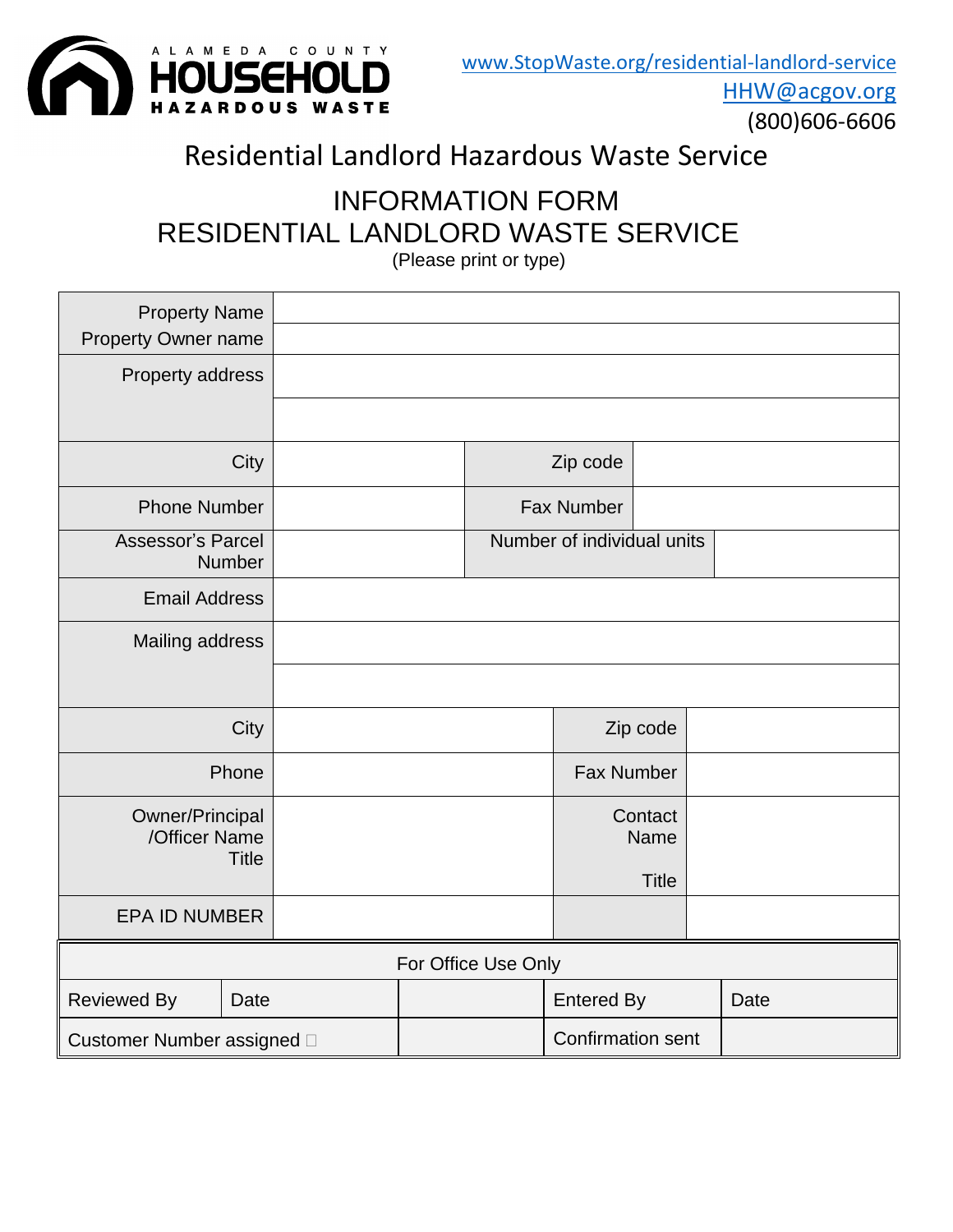ALAMEDA COUNTY HOUSEHOLD HAZARDOUS WASTE

www.StopWaste.org/residential-landlord-service
HHW@acgov.org
(800)606-6606

# Residential Landlord Hazardous Waste Service

## INFORMATION FORM
## RESIDENTIAL LANDLORD WASTE SERVICE

(Please print or type)

| | | | |
|---|---|---|---|
| Property Name | | | |
| Property Owner name | | | |
| Property address | | | |
| | | | |
| City | | Zip code | |
| Phone Number | | Fax Number | |
| Assessor's Parcel Number | | Number of individual units | |
| Email Address | | | |
| Mailing address | | | |
| | | | |
| City | | Zip code | |
| Phone | | Fax Number | |
| Owner/Principal /Officer Name Title | | Contact Name Title | |
| EPA ID NUMBER | | | |

| For Office Use Only | | | | | |
|---|---|---|---|---|---|
| Reviewed By | Date | | Entered By | Date | |
| Customer Number assigned ☐ | | | Confirmation sent | | |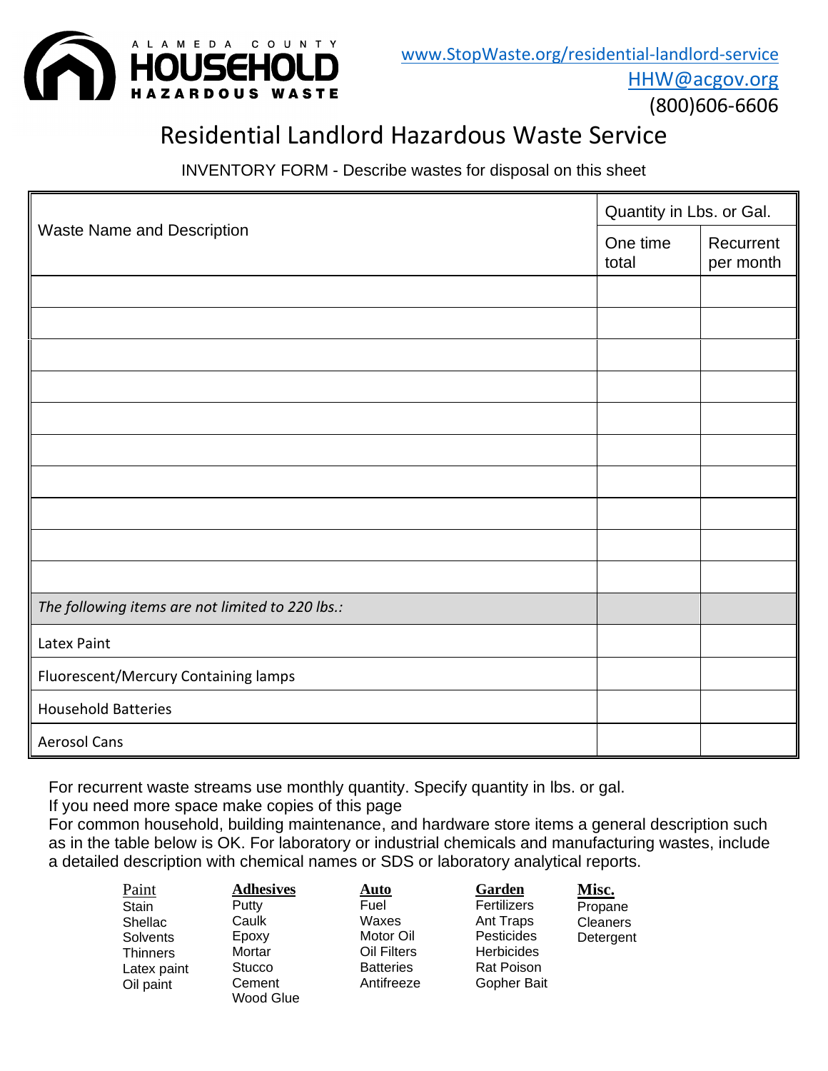ALAMEDA COUNTY **HOUSEHOLD** HAZARDOUS WASTE

www.StopWaste.org/residential-landlord-service
HHW@acgov.org
(800)606-6606

# Residential Landlord Hazardous Waste Service

INVENTORY FORM - Describe wastes for disposal on this sheet

| Waste Name and Description | Quantity in Lbs. or Gal. | |
|---|---|---|
| | One time total | Recurrent per month |
| | | |
| | | |
| | | |
| | | |
| | | |
| | | |
| | | |
| | | |
| | | |
| | | |
| *The following items are not limited to 220 lbs.:* | | |
| Latex Paint | | |
| Fluorescent/Mercury Containing lamps | | |
| Household Batteries | | |
| Aerosol Cans | | |

For recurrent waste streams use monthly quantity. Specify quantity in lbs. or gal.
If you need more space make copies of this page
For common household, building maintenance, and hardware store items a general description such as in the table below is OK. For laboratory or industrial chemicals and manufacturing wastes, include a detailed description with chemical names or SDS or laboratory analytical reports.

| Paint | Adhesives | Auto | Garden | Misc. |
|---|---|---|---|---|
| Stain | Putty | Fuel | Fertilizers | Propane |
| Shellac | Caulk | Waxes | Ant Traps | Cleaners |
| Solvents | Epoxy | Motor Oil | Pesticides | Detergent |
| Thinners | Mortar | Oil Filters | Herbicides | |
| Latex paint | Stucco | Batteries | Rat Poison | |
| Oil paint | Cement | Antifreeze | Gopher Bait | |
| | Wood Glue | | | |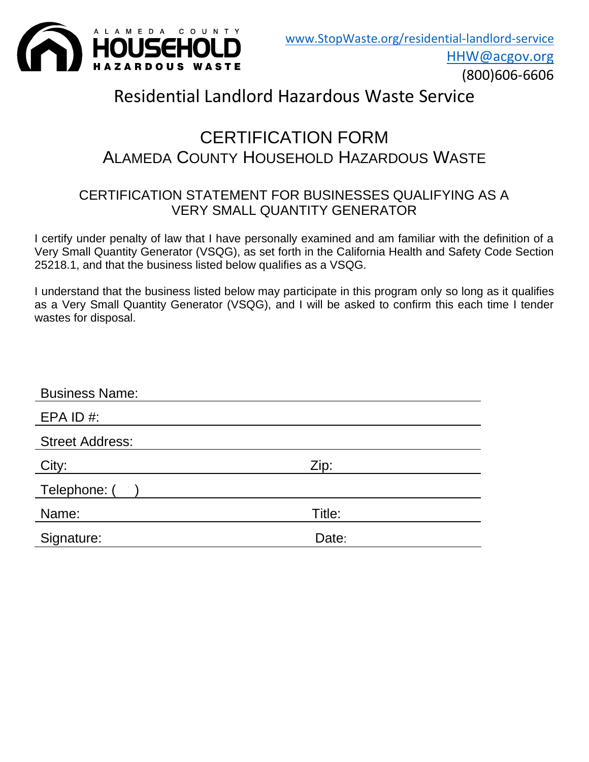ALAMEDA COUNTY
HOUSEHOLD
HAZARDOUS WASTE

www.StopWaste.org/residential-landlord-service
HHW@acgov.org
(800)606-6606

# Residential Landlord Hazardous Waste Service

## CERTIFICATION FORM
## ALAMEDA COUNTY HOUSEHOLD HAZARDOUS WASTE

### CERTIFICATION STATEMENT FOR BUSINESSES QUALIFYING AS A VERY SMALL QUANTITY GENERATOR

I certify under penalty of law that I have personally examined and am familiar with the definition of a Very Small Quantity Generator (VSQG), as set forth in the California Health and Safety Code Section 25218.1, and that the business listed below qualifies as a VSQG.

I understand that the business listed below may participate in this program only so long as it qualifies as a Very Small Quantity Generator (VSQG), and I will be asked to confirm this each time I tender wastes for disposal.

Business Name: ______________________________

EPA ID #: ______________________________

Street Address: ______________________________

City: ______________________________ Zip: ______________

Telephone: (    ) ______________________________

Name: ______________________________ Title: ______________

Signature: ______________________________ Date: ______________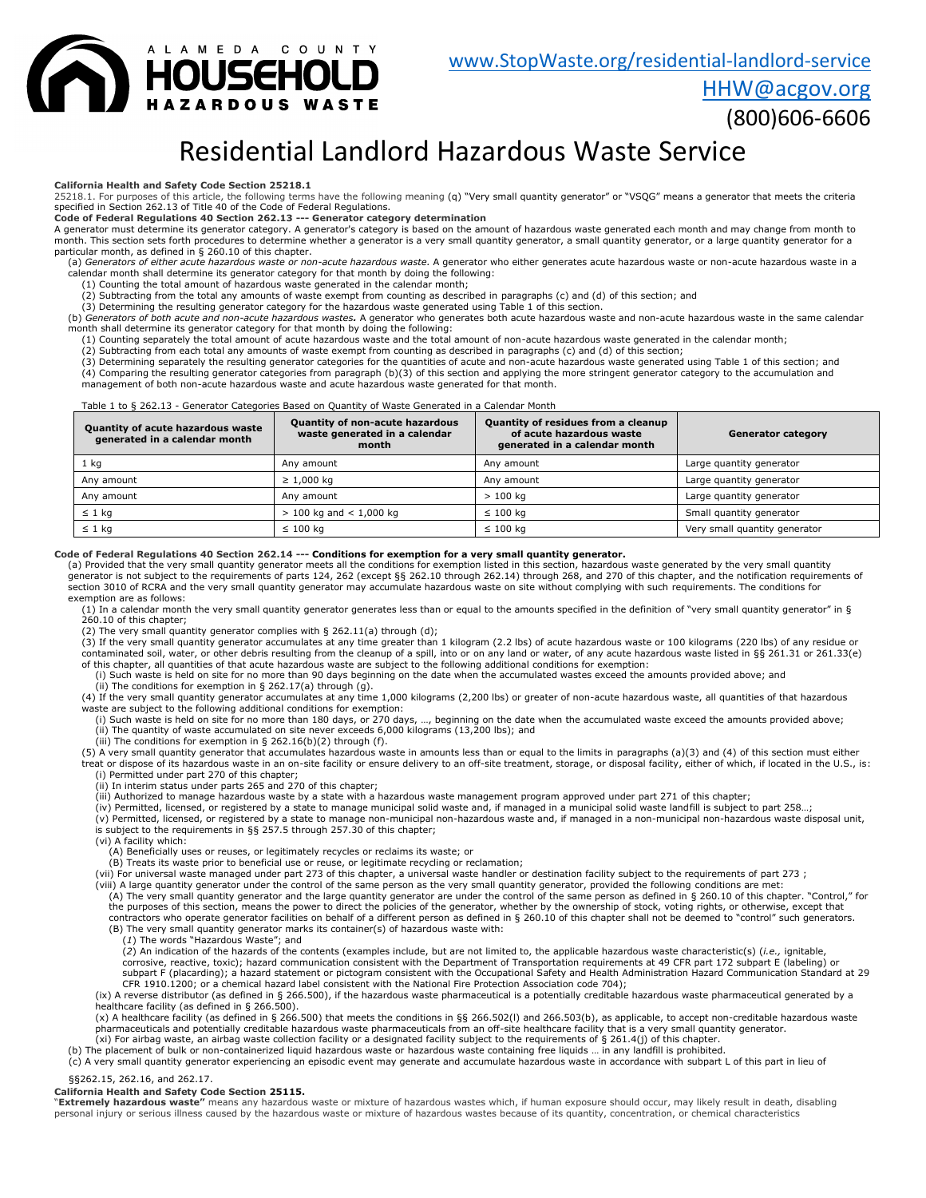ALAMEDA COUNTY HOUSEHOLD HAZARDOUS WASTE

www.StopWaste.org/residential-landlord-service

HHW@acgov.org

(800)606-6606

# Residential Landlord Hazardous Waste Service

**California Health and Safety Code Section 25218.1**

25218.1. For purposes of this article, the following terms have the following meaning (q) "Very small quantity generator" or "VSQG" means a generator that meets the criteria specified in Section 262.13 of Title 40 of the Code of Federal Regulations.

**Code of Federal Regulations 40 Section 262.13 --- Generator category determination**

A generator must determine its generator category. A generator's category is based on the amount of hazardous waste generated each month and may change from month to month. This section sets forth procedures to determine whether a generator is a very small quantity generator, a small quantity generator, or a large quantity generator for a particular month, as defined in § 260.10 of this chapter.

(a) *Generators of either acute hazardous waste or non-acute hazardous waste.* A generator who either generates acute hazardous waste or non-acute hazardous waste in a calendar month shall determine its generator category for that month by doing the following:

(1) Counting the total amount of hazardous waste generated in the calendar month;

(2) Subtracting from the total any amounts of waste exempt from counting as described in paragraphs (c) and (d) of this section; and

(3) Determining the resulting generator category for the hazardous waste generated using Table 1 of this section.

(b) ***Generators of both acute and non-acute hazardous wastes.*** A generator who generates both acute hazardous waste and non-acute hazardous waste in the same calendar month shall determine its generator category for that month by doing the following:

(1) Counting separately the total amount of acute hazardous waste and the total amount of non-acute hazardous waste generated in the calendar month;

(2) Subtracting from each total any amounts of waste exempt from counting as described in paragraphs (c) and (d) of this section;

(3) Determining separately the resulting generator categories for the quantities of acute and non-acute hazardous waste generated using Table 1 of this section; and

(4) Comparing the resulting generator categories from paragraph (b)(3) of this section and applying the more stringent generator category to the accumulation and management of both non-acute hazardous waste and acute hazardous waste generated for that month.

Table 1 to § 262.13 - Generator Categories Based on Quantity of Waste Generated in a Calendar Month

| Quantity of acute hazardous waste generated in a calendar month | Quantity of non-acute hazardous waste generated in a calendar month | Quantity of residues from a cleanup of acute hazardous waste generated in a calendar month | Generator category |
|---|---|---|---|
| 1 kg | Any amount | Any amount | Large quantity generator |
| Any amount | ≥ 1,000 kg | Any amount | Large quantity generator |
| Any amount | Any amount | > 100 kg | Large quantity generator |
| ≤ 1 kg | > 100 kg and < 1,000 kg | ≤ 100 kg | Small quantity generator |
| ≤ 1 kg | ≤ 100 kg | ≤ 100 kg | Very small quantity generator |

**Code of Federal Regulations 40 Section 262.14 --- Conditions for exemption for a very small quantity generator.**

(a) Provided that the very small quantity generator meets all the conditions for exemption listed in this section, hazardous waste generated by the very small quantity generator is not subject to the requirements of parts 124, 262 (except §§ 262.10 through 262.14) through 268, and 270 of this chapter, and the notification requirements of section 3010 of RCRA and the very small quantity generator may accumulate hazardous waste on site without complying with such requirements. The conditions for exemption are as follows:

(1) In a calendar month the very small quantity generator generates less than or equal to the amounts specified in the definition of "very small quantity generator" in § 260.10 of this chapter;

(2) The very small quantity generator complies with § 262.11(a) through (d);

(3) If the very small quantity generator accumulates at any time greater than 1 kilogram (2.2 lbs) of acute hazardous waste or 100 kilograms (220 lbs) of any residue or contaminated soil, water, or other debris resulting from the cleanup of a spill, into or on any land or water, of any acute hazardous waste listed in §§ 261.31 or 261.33(e) of this chapter, all quantities of that acute hazardous waste are subject to the following additional conditions for exemption:

(i) Such waste is held on site for no more than 90 days beginning on the date when the accumulated wastes exceed the amounts provided above; and

(ii) The conditions for exemption in § 262.17(a) through (g).

(4) If the very small quantity generator accumulates at any time 1,000 kilograms (2,200 lbs) or greater of non-acute hazardous waste, all quantities of that hazardous waste are subject to the following additional conditions for exemption:

(i) Such waste is held on site for no more than 180 days, or 270 days, …, beginning on the date when the accumulated waste exceed the amounts provided above;

(ii) The quantity of waste accumulated on site never exceeds 6,000 kilograms (13,200 lbs); and

(iii) The conditions for exemption in § 262.16(b)(2) through (f).

(5) A very small quantity generator that accumulates hazardous waste in amounts less than or equal to the limits in paragraphs (a)(3) and (4) of this section must either treat or dispose of its hazardous waste in an on-site facility or ensure delivery to an off-site treatment, storage, or disposal facility, either of which, if located in the U.S., is:

(i) Permitted under part 270 of this chapter;

(ii) In interim status under parts 265 and 270 of this chapter;

(iii) Authorized to manage hazardous waste by a state with a hazardous waste management program approved under part 271 of this chapter;

(iv) Permitted, licensed, or registered by a state to manage municipal solid waste and, if managed in a municipal solid waste landfill is subject to part 258…;

(v) Permitted, licensed, or registered by a state to manage non-municipal non-hazardous waste and, if managed in a non-municipal non-hazardous waste disposal unit, is subject to the requirements in §§ 257.5 through 257.30 of this chapter;

(vi) A facility which:

(A) Beneficially uses or reuses, or legitimately recycles or reclaims its waste; or

(B) Treats its waste prior to beneficial use or reuse, or legitimate recycling or reclamation;

(vii) For universal waste managed under part 273 of this chapter, a universal waste handler or destination facility subject to the requirements of part 273 ;

(viii) A large quantity generator under the control of the same person as the very small quantity generator, provided the following conditions are met:

(A) The very small quantity generator and the large quantity generator are under the control of the same person as defined in § 260.10 of this chapter. "Control," for the purposes of this section, means the power to direct the policies of the generator, whether by the ownership of stock, voting rights, or otherwise, except that contractors who operate generator facilities on behalf of a different person as defined in § 260.10 of this chapter shall not be deemed to "control" such generators.

(B) The very small quantity generator marks its container(s) of hazardous waste with:

(*1*) The words "Hazardous Waste"; and

(*2*) An indication of the hazards of the contents (examples include, but are not limited to, the applicable hazardous waste characteristic(s) (*i.e.,* ignitable, corrosive, reactive, toxic); hazard communication consistent with the Department of Transportation requirements at 49 CFR part 172 subpart E (labeling) or subpart F (placarding); a hazard statement or pictogram consistent with the Occupational Safety and Health Administration Hazard Communication Standard at 29 CFR 1910.1200; or a chemical hazard label consistent with the National Fire Protection Association code 704);

(ix) A reverse distributor (as defined in § 266.500), if the hazardous waste pharmaceutical is a potentially creditable hazardous waste pharmaceutical generated by a healthcare facility (as defined in § 266.500).

(x) A healthcare facility (as defined in § 266.500) that meets the conditions in §§ 266.502(l) and 266.503(b), as applicable, to accept non-creditable hazardous waste pharmaceuticals and potentially creditable hazardous waste pharmaceuticals from an off-site healthcare facility that is a very small quantity generator.

(xi) For airbag waste, an airbag waste collection facility or a designated facility subject to the requirements of § 261.4(j) of this chapter.

(b) The placement of bulk or non-containerized liquid hazardous waste or hazardous waste containing free liquids … in any landfill is prohibited.

(c) A very small quantity generator experiencing an episodic event may generate and accumulate hazardous waste in accordance with subpart L of this part in lieu of §§262.15, 262.16, and 262.17.

**California Health and Safety Code Section 25115.**

"**Extremely hazardous waste"** means any hazardous waste or mixture of hazardous wastes which, if human exposure should occur, may likely result in death, disabling personal injury or serious illness caused by the hazardous waste or mixture of hazardous wastes because of its quantity, concentration, or chemical characteristics